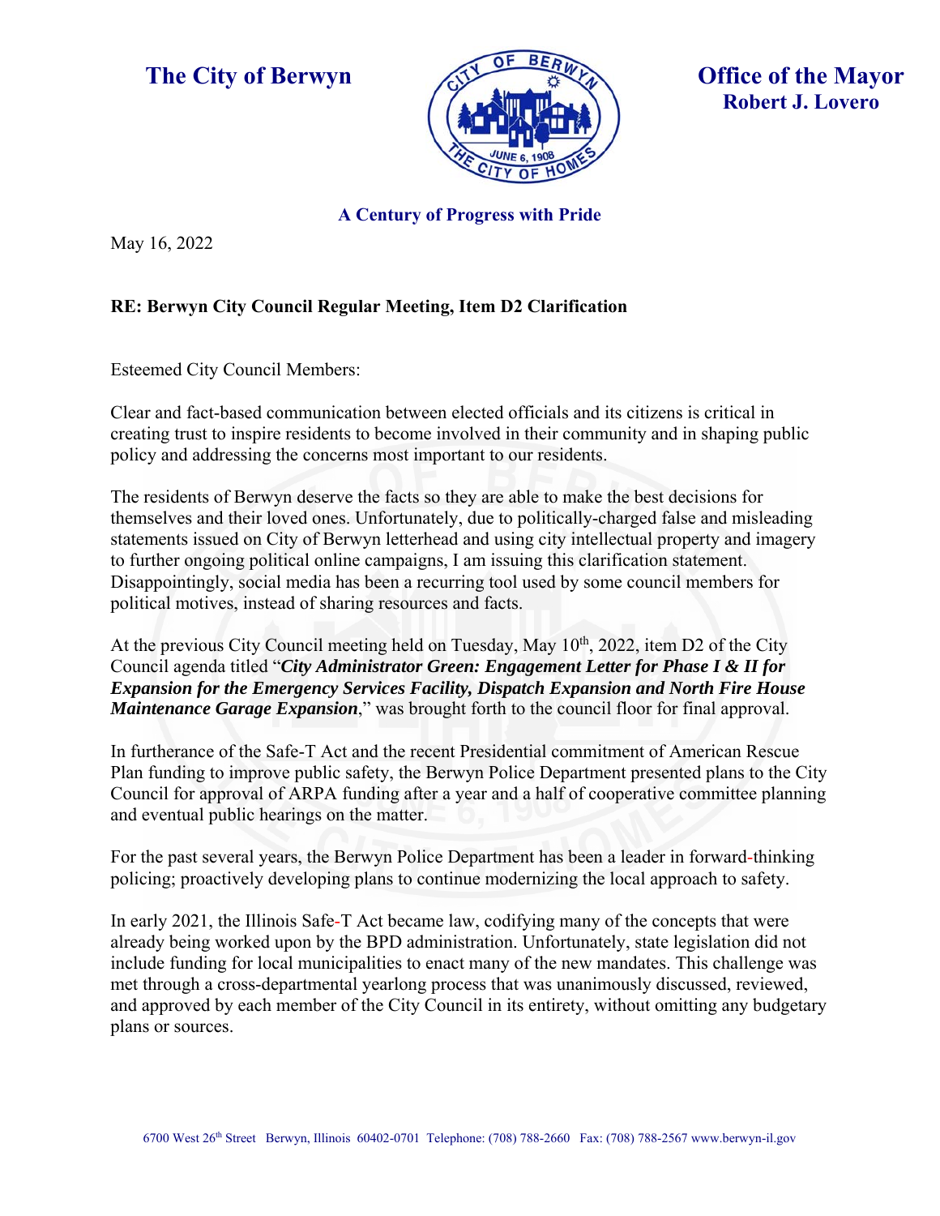**The City of Berwyn**

**Office of the Mayor**
**Robert J. Lovero**

**A Century of Progress with Pride**

May 16, 2022

**RE: Berwyn City Council Regular Meeting, Item D2 Clarification**

Esteemed City Council Members:

Clear and fact-based communication between elected officials and its citizens is critical in creating trust to inspire residents to become involved in their community and in shaping public policy and addressing the concerns most important to our residents.

The residents of Berwyn deserve the facts so they are able to make the best decisions for themselves and their loved ones. Unfortunately, due to politically-charged false and misleading statements issued on City of Berwyn letterhead and using city intellectual property and imagery to further ongoing political online campaigns, I am issuing this clarification statement. Disappointingly, social media has been a recurring tool used by some council members for political motives, instead of sharing resources and facts.

At the previous City Council meeting held on Tuesday, May 10th, 2022, item D2 of the City Council agenda titled "***City Administrator Green: Engagement Letter for Phase I & II for Expansion for the Emergency Services Facility, Dispatch Expansion and North Fire House Maintenance Garage Expansion***," was brought forth to the council floor for final approval.

In furtherance of the Safe-T Act and the recent Presidential commitment of American Rescue Plan funding to improve public safety, the Berwyn Police Department presented plans to the City Council for approval of ARPA funding after a year and a half of cooperative committee planning and eventual public hearings on the matter.

For the past several years, the Berwyn Police Department has been a leader in forward-thinking policing; proactively developing plans to continue modernizing the local approach to safety.

In early 2021, the Illinois Safe-T Act became law, codifying many of the concepts that were already being worked upon by the BPD administration. Unfortunately, state legislation did not include funding for local municipalities to enact many of the new mandates. This challenge was met through a cross-departmental yearlong process that was unanimously discussed, reviewed, and approved by each member of the City Council in its entirety, without omitting any budgetary plans or sources.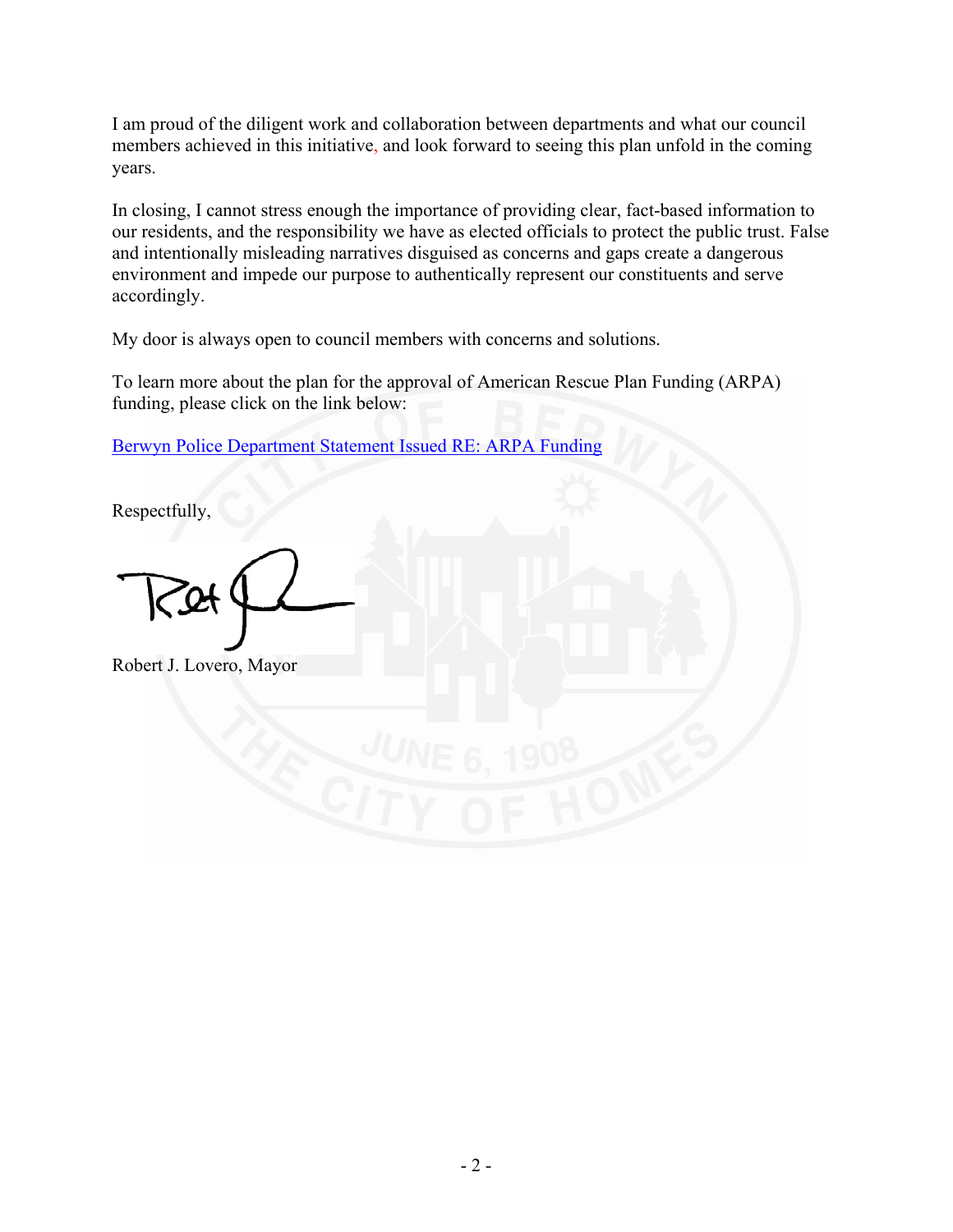I am proud of the diligent work and collaboration between departments and what our council members achieved in this initiative, and look forward to seeing this plan unfold in the coming years.

In closing, I cannot stress enough the importance of providing clear, fact-based information to our residents, and the responsibility we have as elected officials to protect the public trust. False and intentionally misleading narratives disguised as concerns and gaps create a dangerous environment and impede our purpose to authentically represent our constituents and serve accordingly.

My door is always open to council members with concerns and solutions.

To learn more about the plan for the approval of American Rescue Plan Funding (ARPA) funding, please click on the link below:

Berwyn Police Department Statement Issued RE: ARPA Funding

Respectfully,

Robert J. Lovero, Mayor